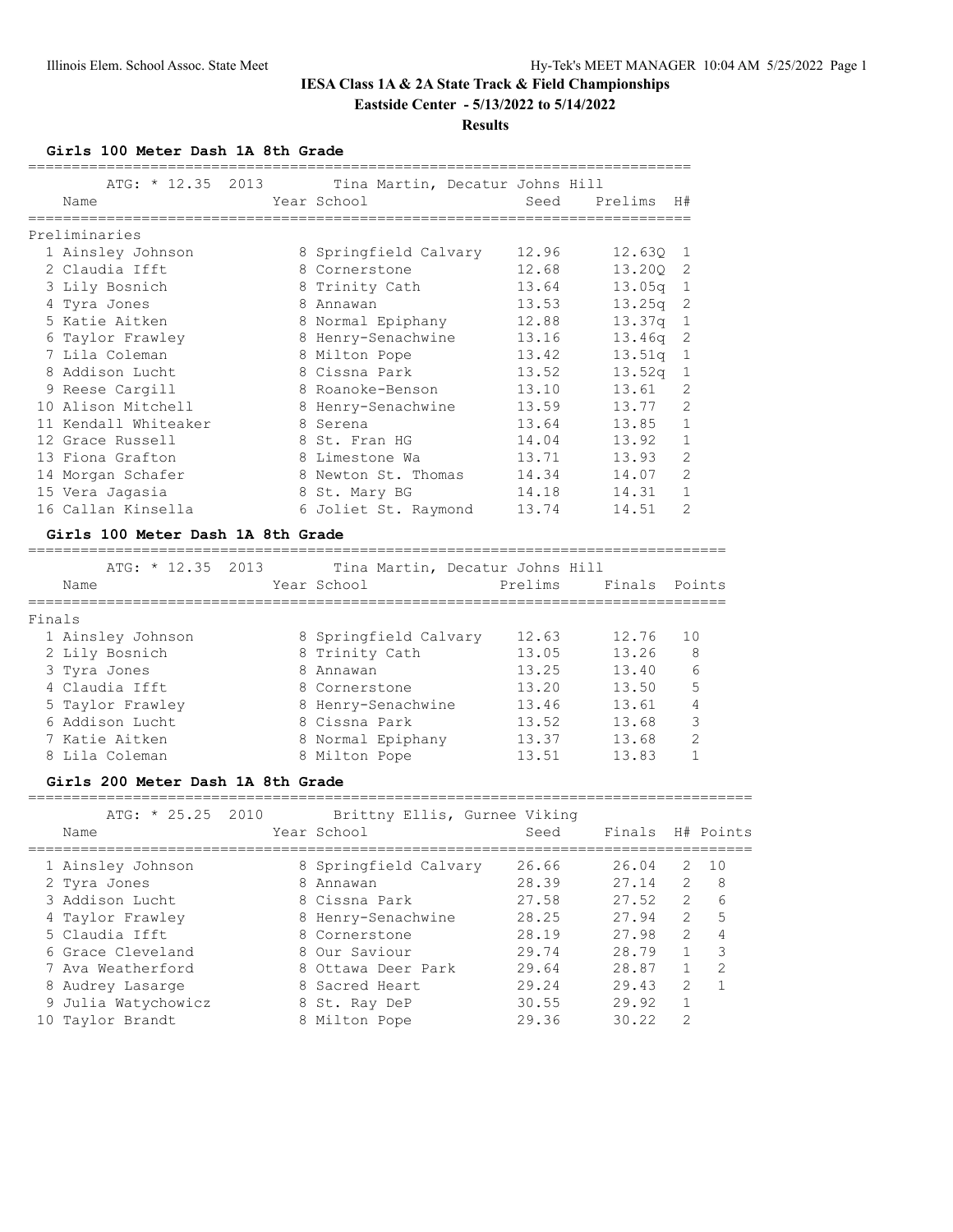# IESA Class 1A & 2A State Track & Field Championships

**Eastside Center - 5/13/2022 to 5/14/2022**

**Results**

### Girls 100 Meter Dash 1A 8th Grade

ATG: * 12.35 2013 Tina Martin, Decatur Johns Hill

**Preliminaries**

| | Name | Year | School | Seed | Prelims | H# |
|---|---|---|---|---|---|---|
| 1 | Ainsley Johnson | 8 | Springfield Calvary | 12.96 | 12.63Q | 1 |
| 2 | Claudia Ifft | 8 | Cornerstone | 12.68 | 13.20Q | 2 |
| 3 | Lily Bosnich | 8 | Trinity Cath | 13.64 | 13.05q | 1 |
| 4 | Tyra Jones | 8 | Annawan | 13.53 | 13.25q | 2 |
| 5 | Katie Aitken | 8 | Normal Epiphany | 12.88 | 13.37q | 1 |
| 6 | Taylor Frawley | 8 | Henry-Senachwine | 13.16 | 13.46q | 2 |
| 7 | Lila Coleman | 8 | Milton Pope | 13.42 | 13.51q | 1 |
| 8 | Addison Lucht | 8 | Cissna Park | 13.52 | 13.52q | 1 |
| 9 | Reese Cargill | 8 | Roanoke-Benson | 13.10 | 13.61 | 2 |
| 10 | Alison Mitchell | 8 | Henry-Senachwine | 13.59 | 13.77 | 2 |
| 11 | Kendall Whiteaker | 8 | Serena | 13.64 | 13.85 | 1 |
| 12 | Grace Russell | 8 | St. Fran HG | 14.04 | 13.92 | 1 |
| 13 | Fiona Grafton | 8 | Limestone Wa | 13.71 | 13.93 | 2 |
| 14 | Morgan Schafer | 8 | Newton St. Thomas | 14.34 | 14.07 | 2 |
| 15 | Vera Jagasia | 8 | St. Mary BG | 14.18 | 14.31 | 1 |
| 16 | Callan Kinsella | 6 | Joliet St. Raymond | 13.74 | 14.51 | 2 |

### Girls 100 Meter Dash 1A 8th Grade

ATG: * 12.35 2013 Tina Martin, Decatur Johns Hill

**Finals**

| | Name | Year | School | Prelims | Finals | Points |
|---|---|---|---|---|---|---|
| 1 | Ainsley Johnson | 8 | Springfield Calvary | 12.63 | 12.76 | 10 |
| 2 | Lily Bosnich | 8 | Trinity Cath | 13.05 | 13.26 | 8 |
| 3 | Tyra Jones | 8 | Annawan | 13.25 | 13.40 | 6 |
| 4 | Claudia Ifft | 8 | Cornerstone | 13.20 | 13.50 | 5 |
| 5 | Taylor Frawley | 8 | Henry-Senachwine | 13.46 | 13.61 | 4 |
| 6 | Addison Lucht | 8 | Cissna Park | 13.52 | 13.68 | 3 |
| 7 | Katie Aitken | 8 | Normal Epiphany | 13.37 | 13.68 | 2 |
| 8 | Lila Coleman | 8 | Milton Pope | 13.51 | 13.83 | 1 |

### Girls 200 Meter Dash 1A 8th Grade

ATG: * 25.25 2010 Brittny Ellis, Gurnee Viking

| | Name | Year | School | Seed | Finals | H# | Points |
|---|---|---|---|---|---|---|---|
| 1 | Ainsley Johnson | 8 | Springfield Calvary | 26.66 | 26.04 | 2 | 10 |
| 2 | Tyra Jones | 8 | Annawan | 28.39 | 27.14 | 2 | 8 |
| 3 | Addison Lucht | 8 | Cissna Park | 27.58 | 27.52 | 2 | 6 |
| 4 | Taylor Frawley | 8 | Henry-Senachwine | 28.25 | 27.94 | 2 | 5 |
| 5 | Claudia Ifft | 8 | Cornerstone | 28.19 | 27.98 | 2 | 4 |
| 6 | Grace Cleveland | 8 | Our Saviour | 29.74 | 28.79 | 1 | 3 |
| 7 | Ava Weatherford | 8 | Ottawa Deer Park | 29.64 | 28.87 | 1 | 2 |
| 8 | Audrey Lasarge | 8 | Sacred Heart | 29.24 | 29.43 | 2 | 1 |
| 9 | Julia Watychowicz | 8 | St. Ray DeP | 30.55 | 29.92 | 1 | |
| 10 | Taylor Brandt | 8 | Milton Pope | 29.36 | 30.22 | 2 | |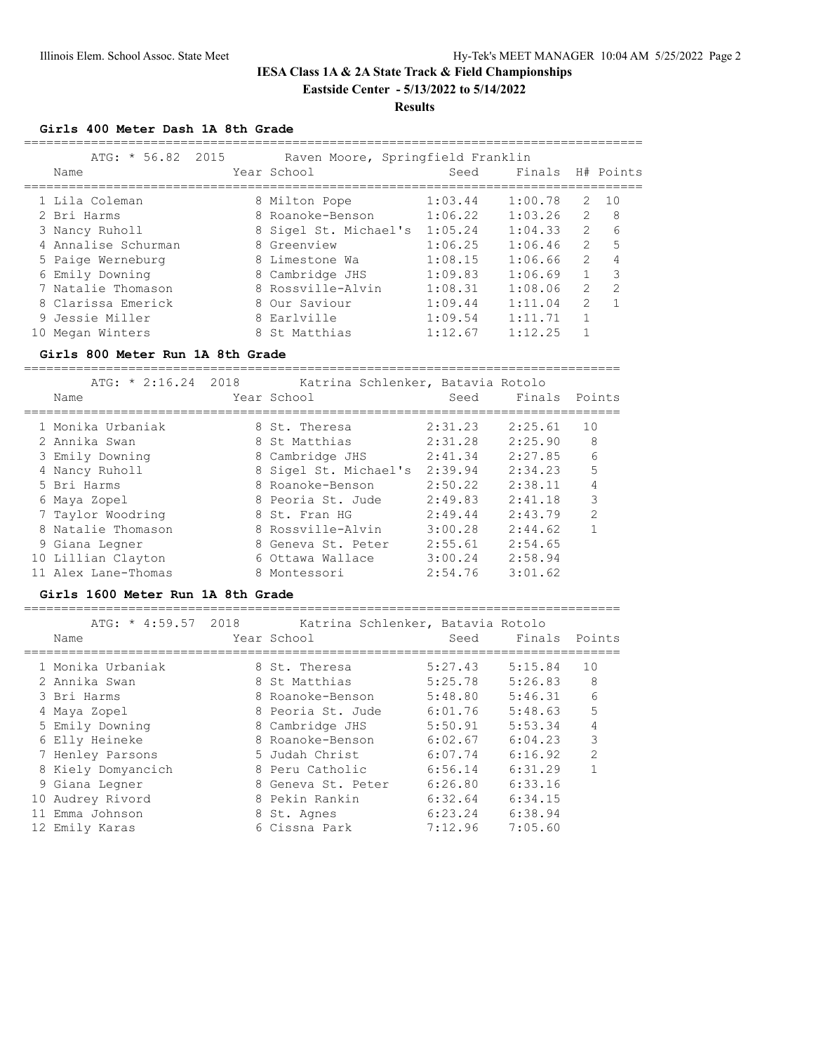# IESA Class 1A & 2A State Track & Field Championships

**Eastside Center - 5/13/2022 to 5/14/2022**

**Results**

### Girls 400 Meter Dash 1A 8th Grade

ATG: * 56.82 2015 Raven Moore, Springfield Franklin

| | Name | Year | School | Seed | Finals | H# | Points |
|---|---|---|---|---|---|---|---|
| 1 | Lila Coleman | 8 | Milton Pope | 1:03.44 | 1:00.78 | 2 | 10 |
| 2 | Bri Harms | 8 | Roanoke-Benson | 1:06.22 | 1:03.26 | 2 | 8 |
| 3 | Nancy Ruholl | 8 | Sigel St. Michael's | 1:05.24 | 1:04.33 | 2 | 6 |
| 4 | Annalise Schurman | 8 | Greenview | 1:06.25 | 1:06.46 | 2 | 5 |
| 5 | Paige Werneburg | 8 | Limestone Wa | 1:08.15 | 1:06.66 | 2 | 4 |
| 6 | Emily Downing | 8 | Cambridge JHS | 1:09.83 | 1:06.69 | 1 | 3 |
| 7 | Natalie Thomason | 8 | Rossville-Alvin | 1:08.31 | 1:08.06 | 2 | 2 |
| 8 | Clarissa Emerick | 8 | Our Saviour | 1:09.44 | 1:11.04 | 2 | 1 |
| 9 | Jessie Miller | 8 | Earlville | 1:09.54 | 1:11.71 | 1 | |
| 10 | Megan Winters | 8 | St Matthias | 1:12.67 | 1:12.25 | 1 | |

### Girls 800 Meter Run 1A 8th Grade

ATG: * 2:16.24 2018 Katrina Schlenker, Batavia Rotolo

| | Name | Year | School | Seed | Finals | Points |
|---|---|---|---|---|---|---|
| 1 | Monika Urbaniak | 8 | St. Theresa | 2:31.23 | 2:25.61 | 10 |
| 2 | Annika Swan | 8 | St Matthias | 2:31.28 | 2:25.90 | 8 |
| 3 | Emily Downing | 8 | Cambridge JHS | 2:41.34 | 2:27.85 | 6 |
| 4 | Nancy Ruholl | 8 | Sigel St. Michael's | 2:39.94 | 2:34.23 | 5 |
| 5 | Bri Harms | 8 | Roanoke-Benson | 2:50.22 | 2:38.11 | 4 |
| 6 | Maya Zopel | 8 | Peoria St. Jude | 2:49.83 | 2:41.18 | 3 |
| 7 | Taylor Woodring | 8 | St. Fran HG | 2:49.44 | 2:43.79 | 2 |
| 8 | Natalie Thomason | 8 | Rossville-Alvin | 3:00.28 | 2:44.62 | 1 |
| 9 | Giana Legner | 8 | Geneva St. Peter | 2:55.61 | 2:54.65 | |
| 10 | Lillian Clayton | 6 | Ottawa Wallace | 3:00.24 | 2:58.94 | |
| 11 | Alex Lane-Thomas | 8 | Montessori | 2:54.76 | 3:01.62 | |

### Girls 1600 Meter Run 1A 8th Grade

ATG: * 4:59.57 2018 Katrina Schlenker, Batavia Rotolo

| | Name | Year | School | Seed | Finals | Points |
|---|---|---|---|---|---|---|
| 1 | Monika Urbaniak | 8 | St. Theresa | 5:27.43 | 5:15.84 | 10 |
| 2 | Annika Swan | 8 | St Matthias | 5:25.78 | 5:26.83 | 8 |
| 3 | Bri Harms | 8 | Roanoke-Benson | 5:48.80 | 5:46.31 | 6 |
| 4 | Maya Zopel | 8 | Peoria St. Jude | 6:01.76 | 5:48.63 | 5 |
| 5 | Emily Downing | 8 | Cambridge JHS | 5:50.91 | 5:53.34 | 4 |
| 6 | Elly Heineke | 8 | Roanoke-Benson | 6:02.67 | 6:04.23 | 3 |
| 7 | Henley Parsons | 5 | Judah Christ | 6:07.74 | 6:16.92 | 2 |
| 8 | Kiely Domyancich | 8 | Peru Catholic | 6:56.14 | 6:31.29 | 1 |
| 9 | Giana Legner | 8 | Geneva St. Peter | 6:26.80 | 6:33.16 | |
| 10 | Audrey Rivord | 8 | Pekin Rankin | 6:32.64 | 6:34.15 | |
| 11 | Emma Johnson | 8 | St. Agnes | 6:23.24 | 6:38.94 | |
| 12 | Emily Karas | 6 | Cissna Park | 7:12.96 | 7:05.60 | |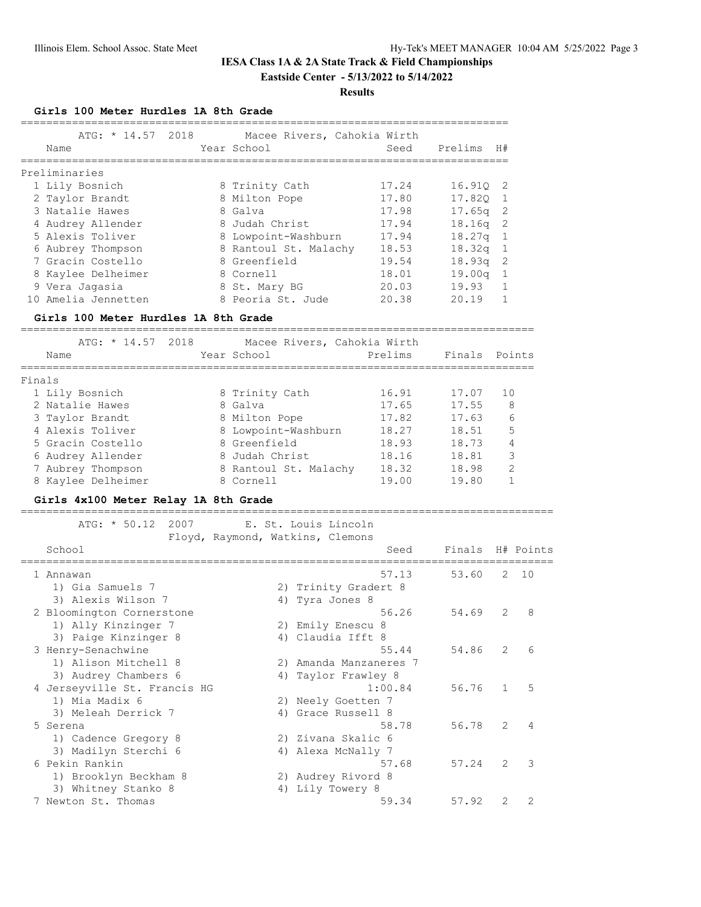# IESA Class 1A & 2A State Track & Field Championships

**Eastside Center - 5/13/2022 to 5/14/2022**

**Results**

### Girls 100 Meter Hurdles 1A 8th Grade

ATG: * 14.57 2018 Macee Rivers, Cahokia Wirth

**Preliminaries**

| | Name | Year | School | Seed | Prelims | H# |
|---|---|---|---|---|---|---|
| 1 | Lily Bosnich | 8 | Trinity Cath | 17.24 | 16.91Q | 2 |
| 2 | Taylor Brandt | 8 | Milton Pope | 17.80 | 17.82Q | 1 |
| 3 | Natalie Hawes | 8 | Galva | 17.98 | 17.65q | 2 |
| 4 | Audrey Allender | 8 | Judah Christ | 17.94 | 18.16q | 2 |
| 5 | Alexis Toliver | 8 | Lowpoint-Washburn | 17.94 | 18.27q | 1 |
| 6 | Aubrey Thompson | 8 | Rantoul St. Malachy | 18.53 | 18.32q | 1 |
| 7 | Gracin Costello | 8 | Greenfield | 19.54 | 18.93q | 2 |
| 8 | Kaylee Delheimer | 8 | Cornell | 18.01 | 19.00q | 1 |
| 9 | Vera Jagasia | 8 | St. Mary BG | 20.03 | 19.93 | 1 |
| 10 | Amelia Jennetten | 8 | Peoria St. Jude | 20.38 | 20.19 | 1 |

### Girls 100 Meter Hurdles 1A 8th Grade

ATG: * 14.57 2018 Macee Rivers, Cahokia Wirth

**Finals**

| | Name | Year | School | Prelims | Finals | Points |
|---|---|---|---|---|---|---|
| 1 | Lily Bosnich | 8 | Trinity Cath | 16.91 | 17.07 | 10 |
| 2 | Natalie Hawes | 8 | Galva | 17.65 | 17.55 | 8 |
| 3 | Taylor Brandt | 8 | Milton Pope | 17.82 | 17.63 | 6 |
| 4 | Alexis Toliver | 8 | Lowpoint-Washburn | 18.27 | 18.51 | 5 |
| 5 | Gracin Costello | 8 | Greenfield | 18.93 | 18.73 | 4 |
| 6 | Audrey Allender | 8 | Judah Christ | 18.16 | 18.81 | 3 |
| 7 | Aubrey Thompson | 8 | Rantoul St. Malachy | 18.32 | 18.98 | 2 |
| 8 | Kaylee Delheimer | 8 | Cornell | 19.00 | 19.80 | 1 |

### Girls 4x100 Meter Relay 1A 8th Grade

ATG: * 50.12 2007 E. St. Louis Lincoln
Floyd, Raymond, Watkins, Clemons

| | School | Seed | Finals | H# | Points |
|---|---|---|---|---|---|
| 1 | Annawan | 57.13 | 53.60 | 2 | 10 |
| | 1) Gia Samuels 7, 2) Trinity Gradert 8, 3) Alexis Wilson 7, 4) Tyra Jones 8 | | | | |
| 2 | Bloomington Cornerstone | 56.26 | 54.69 | 2 | 8 |
| | 1) Ally Kinzinger 7, 2) Emily Enescu 8, 3) Paige Kinzinger 8, 4) Claudia Ifft 8 | | | | |
| 3 | Henry-Senachwine | 55.44 | 54.86 | 2 | 6 |
| | 1) Alison Mitchell 8, 2) Amanda Manzaneres 7, 3) Audrey Chambers 6, 4) Taylor Frawley 8 | | | | |
| 4 | Jerseyville St. Francis HG | 1:00.84 | 56.76 | 1 | 5 |
| | 1) Mia Madix 6, 2) Neely Goetten 7, 3) Meleah Derrick 7, 4) Grace Russell 8 | | | | |
| 5 | Serena | 58.78 | 56.78 | 2 | 4 |
| | 1) Cadence Gregory 8, 2) Zivana Skalic 6, 3) Madilyn Sterchi 6, 4) Alexa McNally 7 | | | | |
| 6 | Pekin Rankin | 57.68 | 57.24 | 2 | 3 |
| | 1) Brooklyn Beckham 8, 2) Audrey Rivord 8, 3) Whitney Stanko 8, 4) Lily Towery 8 | | | | |
| 7 | Newton St. Thomas | 59.34 | 57.92 | 2 | 2 |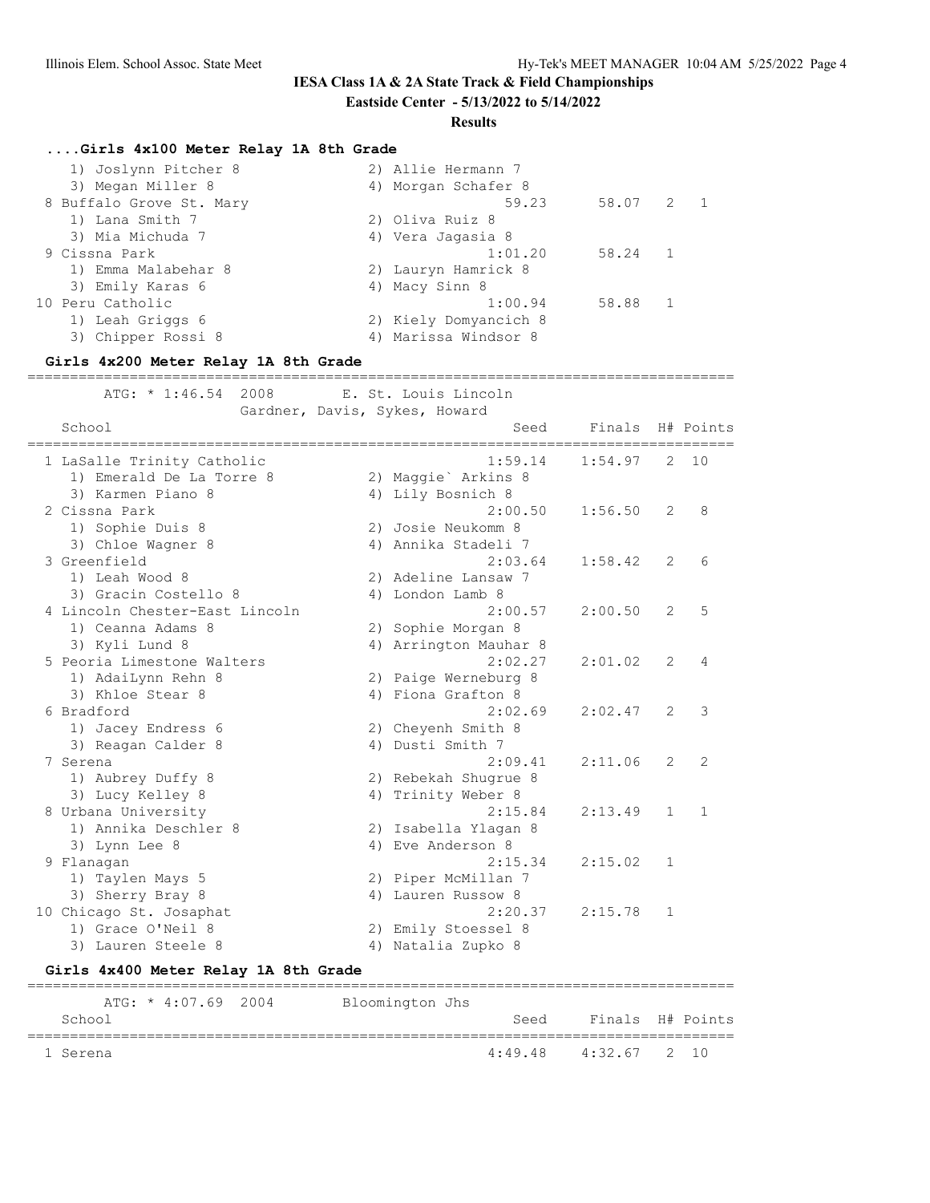# IESA Class 1A & 2A State Track & Field Championships

**Eastside Center - 5/13/2022 to 5/14/2022**

**Results**

### ....Girls 4x100 Meter Relay 1A 8th Grade

```
    1) Joslynn Pitcher 8              2) Allie Hermann 7
    3) Megan Miller 8                 4) Morgan Schafer 8
  8 Buffalo Grove St. Mary                       59.23      58.07  2   1
    1) Lana Smith 7                   2) Oliva Ruiz 8
    3) Mia Michuda 7                  4) Vera Jagasia 8
  9 Cissna Park                                1:01.20      58.24  1
    1) Emma Malabehar 8               2) Lauryn Hamrick 8
    3) Emily Karas 6                  4) Macy Sinn 8
 10 Peru Catholic                              1:00.94      58.88  1
    1) Leah Griggs 6                  2) Kiely Domyancich 8
    3) Chipper Rossi 8                4) Marissa Windsor 8
```

### Girls 4x200 Meter Relay 1A 8th Grade

```
==================================================================================
       ATG: * 1:46.54  2008        E. St. Louis Lincoln
                       Gardner, Davis, Sykes, Howard
   School                                         Seed     Finals  H# Points
==================================================================================
  1 LaSalle Trinity Catholic                   1:59.14    1:54.97  2  10
    1) Emerald De La Torre 8          2) Maggie` Arkins 8
    3) Karmen Piano 8                 4) Lily Bosnich 8
  2 Cissna Park                                2:00.50    1:56.50  2   8
    1) Sophie Duis 8                  2) Josie Neukomm 8
    3) Chloe Wagner 8                 4) Annika Stadeli 7
  3 Greenfield                                 2:03.64    1:58.42  2   6
    1) Leah Wood 8                    2) Adeline Lansaw 7
    3) Gracin Costello 8              4) London Lamb 8
  4 Lincoln Chester-East Lincoln               2:00.57    2:00.50  2   5
    1) Ceanna Adams 8                 2) Sophie Morgan 8
    3) Kyli Lund 8                    4) Arrington Mauhar 8
  5 Peoria Limestone Walters                   2:02.27    2:01.02  2   4
    1) AdaiLynn Rehn 8                2) Paige Werneburg 8
    3) Khloe Stear 8                  4) Fiona Grafton 8
  6 Bradford                                   2:02.69    2:02.47  2   3
    1) Jacey Endress 6                2) Cheyenh Smith 8
    3) Reagan Calder 8                4) Dusti Smith 7
  7 Serena                                     2:09.41    2:11.06  2   2
    1) Aubrey Duffy 8                 2) Rebekah Shugrue 8
    3) Lucy Kelley 8                  4) Trinity Weber 8
  8 Urbana University                          2:15.84    2:13.49  1   1
    1) Annika Deschler 8              2) Isabella Ylagan 8
    3) Lynn Lee 8                     4) Eve Anderson 8
  9 Flanagan                                   2:15.34    2:15.02  1
    1) Taylen Mays 5                  2) Piper McMillan 7
    3) Sherry Bray 8                  4) Lauren Russow 8
 10 Chicago St. Josaphat                       2:20.37    2:15.78  1
    1) Grace O'Neil 8                 2) Emily Stoessel 8
    3) Lauren Steele 8                4) Natalia Zupko 8
```

### Girls 4x400 Meter Relay 1A 8th Grade

```
==================================================================================
       ATG: * 4:07.69  2004        Bloomington Jhs
   School                                         Seed     Finals  H# Points
==================================================================================
  1 Serena                                     4:49.48    4:32.67  2  10
```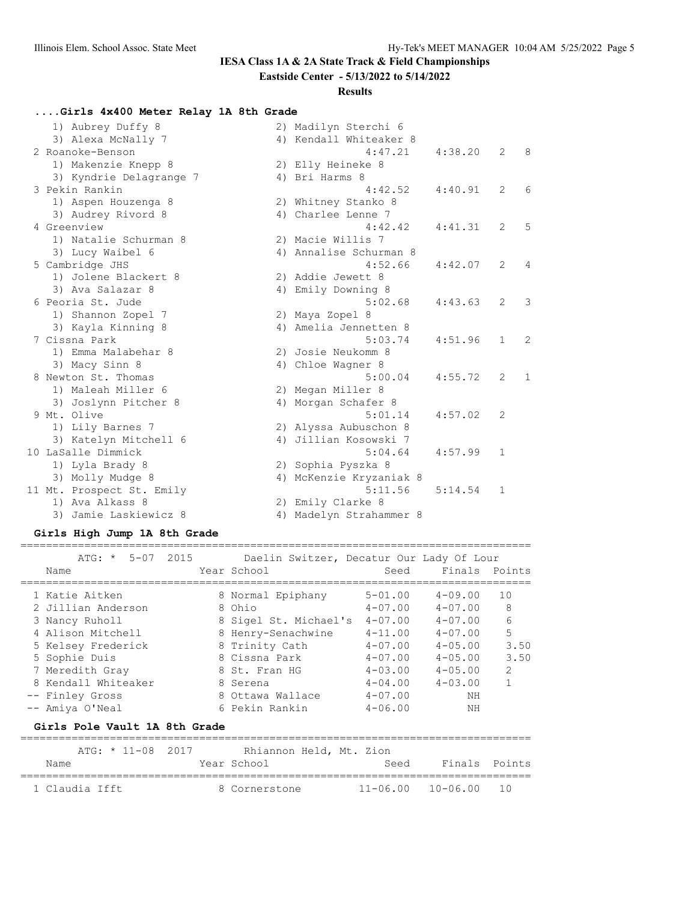## IESA Class 1A & 2A State Track & Field Championships

**Eastside Center - 5/13/2022 to 5/14/2022**

**Results**

### ....Girls 4x400 Meter Relay 1A 8th Grade

```
    1) Aubrey Duffy 8                  2) Madilyn Sterchi 6
    3) Alexa McNally 7                 4) Kendall Whiteaker 8
  2 Roanoke-Benson                              4:47.21    4:38.20   2   8
    1) Makenzie Knepp 8                2) Elly Heineke 8
    3) Kyndrie Delagrange 7            4) Bri Harms 8
  3 Pekin Rankin                                4:42.52    4:40.91   2   6
    1) Aspen Houzenga 8                2) Whitney Stanko 8
    3) Audrey Rivord 8                 4) Charlee Lenne 7
  4 Greenview                                   4:42.42    4:41.31   2   5
    1) Natalie Schurman 8              2) Macie Willis 7
    3) Lucy Waibel 6                   4) Annalise Schurman 8
  5 Cambridge JHS                               4:52.66    4:42.07   2   4
    1) Jolene Blackert 8               2) Addie Jewett 8
    3) Ava Salazar 8                   4) Emily Downing 8
  6 Peoria St. Jude                             5:02.68    4:43.63   2   3
    1) Shannon Zopel 7                 2) Maya Zopel 8
    3) Kayla Kinning 8                 4) Amelia Jennetten 8
  7 Cissna Park                                 5:03.74    4:51.96   1   2
    1) Emma Malabehar 8                2) Josie Neukomm 8
    3) Macy Sinn 8                     4) Chloe Wagner 8
  8 Newton St. Thomas                           5:00.04    4:55.72   2   1
    1) Maleah Miller 6                 2) Megan Miller 8
    3) Joslynn Pitcher 8               4) Morgan Schafer 8
  9 Mt. Olive                                   5:01.14    4:57.02   2
    1) Lily Barnes 7                   2) Alyssa Aubuschon 8
    3) Katelyn Mitchell 6              4) Jillian Kosowski 7
 10 LaSalle Dimmick                             5:04.64    4:57.99   1
    1) Lyla Brady 8                    2) Sophia Pyszka 8
    3) Molly Mudge 8                   4) McKenzie Kryzaniak 8
 11 Mt. Prospect St. Emily                      5:11.56    5:14.54   1
    1) Ava Alkass 8                    2) Emily Clarke 8
    3) Jamie Laskiewicz 8              4) Madelyn Strahammer 8
```

### Girls High Jump 1A 8th Grade

ATG: * 5-07 2015 Daelin Switzer, Decatur Our Lady Of Lour

| | Name | Year | School | Seed | Finals | Points |
|---|---|---|---|---|---|---|
| 1 | Katie Aitken | 8 | Normal Epiphany | 5-01.00 | 4-09.00 | 10 |
| 2 | Jillian Anderson | 8 | Ohio | 4-07.00 | 4-07.00 | 8 |
| 3 | Nancy Ruholl | 8 | Sigel St. Michael's | 4-07.00 | 4-07.00 | 6 |
| 4 | Alison Mitchell | 8 | Henry-Senachwine | 4-11.00 | 4-07.00 | 5 |
| 5 | Kelsey Frederick | 8 | Trinity Cath | 4-07.00 | 4-05.00 | 3.50 |
| 5 | Sophie Duis | 8 | Cissna Park | 4-07.00 | 4-05.00 | 3.50 |
| 7 | Meredith Gray | 8 | St. Fran HG | 4-03.00 | 4-05.00 | 2 |
| 8 | Kendall Whiteaker | 8 | Serena | 4-04.00 | 4-03.00 | 1 |
| -- | Finley Gross | 8 | Ottawa Wallace | 4-07.00 | NH | |
| -- | Amiya O'Neal | 6 | Pekin Rankin | 4-06.00 | NH | |

### Girls Pole Vault 1A 8th Grade

ATG: * 11-08 2017 Rhiannon Held, Mt. Zion

| | Name | Year | School | Seed | Finals | Points |
|---|---|---|---|---|---|---|
| 1 | Claudia Ifft | 8 | Cornerstone | 11-06.00 | 10-06.00 | 10 |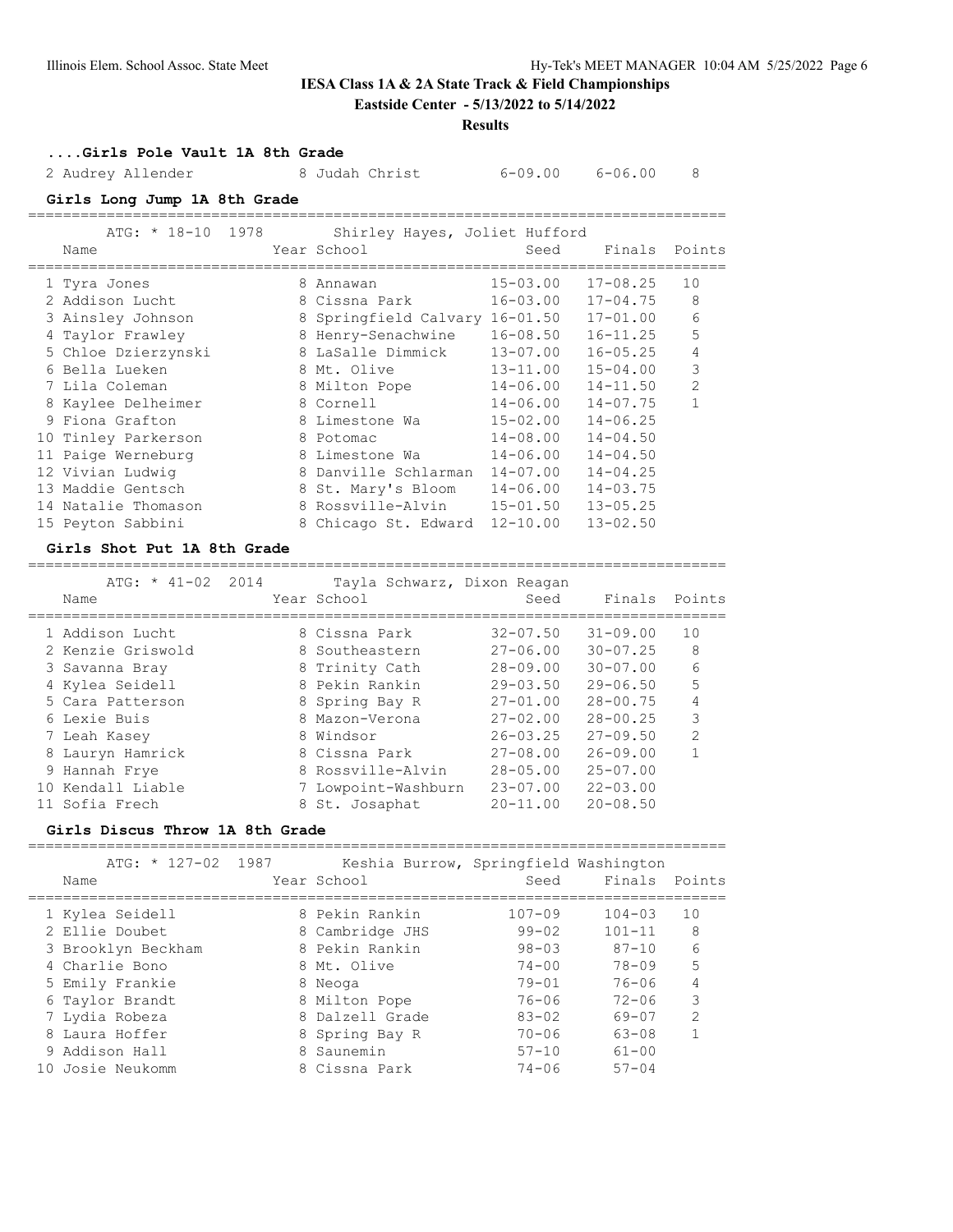**IESA Class 1A & 2A State Track & Field Championships**

**Eastside Center - 5/13/2022 to 5/14/2022**

**Results**

### ....Girls Pole Vault 1A 8th Grade

| Name | Year | School | Seed | Finals | Points |
|---|---|---|---|---|---|
| 2 Audrey Allender | 8 | Judah Christ | 6-09.00 | 6-06.00 | 8 |

### Girls Long Jump 1A 8th Grade

ATG: * 18-10 1978 Shirley Hayes, Joliet Hufford

| Name | Year | School | Seed | Finals | Points |
|---|---|---|---|---|---|
| 1 Tyra Jones | 8 | Annawan | 15-03.00 | 17-08.25 | 10 |
| 2 Addison Lucht | 8 | Cissna Park | 16-03.00 | 17-04.75 | 8 |
| 3 Ainsley Johnson | 8 | Springfield Calvary | 16-01.50 | 17-01.00 | 6 |
| 4 Taylor Frawley | 8 | Henry-Senachwine | 16-08.50 | 16-11.25 | 5 |
| 5 Chloe Dzierzynski | 8 | LaSalle Dimmick | 13-07.00 | 16-05.25 | 4 |
| 6 Bella Lueken | 8 | Mt. Olive | 13-11.00 | 15-04.00 | 3 |
| 7 Lila Coleman | 8 | Milton Pope | 14-06.00 | 14-11.50 | 2 |
| 8 Kaylee Delheimer | 8 | Cornell | 14-06.00 | 14-07.75 | 1 |
| 9 Fiona Grafton | 8 | Limestone Wa | 15-02.00 | 14-06.25 | |
| 10 Tinley Parkerson | 8 | Potomac | 14-08.00 | 14-04.50 | |
| 11 Paige Werneburg | 8 | Limestone Wa | 14-06.00 | 14-04.50 | |
| 12 Vivian Ludwig | 8 | Danville Schlarman | 14-07.00 | 14-04.25 | |
| 13 Maddie Gentsch | 8 | St. Mary's Bloom | 14-06.00 | 14-03.75 | |
| 14 Natalie Thomason | 8 | Rossville-Alvin | 15-01.50 | 13-05.25 | |
| 15 Peyton Sabbini | 8 | Chicago St. Edward | 12-10.00 | 13-02.50 | |

### Girls Shot Put 1A 8th Grade

ATG: * 41-02 2014 Tayla Schwarz, Dixon Reagan

| Name | Year | School | Seed | Finals | Points |
|---|---|---|---|---|---|
| 1 Addison Lucht | 8 | Cissna Park | 32-07.50 | 31-09.00 | 10 |
| 2 Kenzie Griswold | 8 | Southeastern | 27-06.00 | 30-07.25 | 8 |
| 3 Savanna Bray | 8 | Trinity Cath | 28-09.00 | 30-07.00 | 6 |
| 4 Kylea Seidell | 8 | Pekin Rankin | 29-03.50 | 29-06.50 | 5 |
| 5 Cara Patterson | 8 | Spring Bay R | 27-01.00 | 28-00.75 | 4 |
| 6 Lexie Buis | 8 | Mazon-Verona | 27-02.00 | 28-00.25 | 3 |
| 7 Leah Kasey | 8 | Windsor | 26-03.25 | 27-09.50 | 2 |
| 8 Lauryn Hamrick | 8 | Cissna Park | 27-08.00 | 26-09.00 | 1 |
| 9 Hannah Frye | 8 | Rossville-Alvin | 28-05.00 | 25-07.00 | |
| 10 Kendall Liable | 7 | Lowpoint-Washburn | 23-07.00 | 22-03.00 | |
| 11 Sofia Frech | 8 | St. Josaphat | 20-11.00 | 20-08.50 | |

### Girls Discus Throw 1A 8th Grade

ATG: * 127-02 1987 Keshia Burrow, Springfield Washington

| Name | Year | School | Seed | Finals | Points |
|---|---|---|---|---|---|
| 1 Kylea Seidell | 8 | Pekin Rankin | 107-09 | 104-03 | 10 |
| 2 Ellie Doubet | 8 | Cambridge JHS | 99-02 | 101-11 | 8 |
| 3 Brooklyn Beckham | 8 | Pekin Rankin | 98-03 | 87-10 | 6 |
| 4 Charlie Bono | 8 | Mt. Olive | 74-00 | 78-09 | 5 |
| 5 Emily Frankie | 8 | Neoga | 79-01 | 76-06 | 4 |
| 6 Taylor Brandt | 8 | Milton Pope | 76-06 | 72-06 | 3 |
| 7 Lydia Robeza | 8 | Dalzell Grade | 83-02 | 69-07 | 2 |
| 8 Laura Hoffer | 8 | Spring Bay R | 70-06 | 63-08 | 1 |
| 9 Addison Hall | 8 | Saunemin | 57-10 | 61-00 | |
| 10 Josie Neukomm | 8 | Cissna Park | 74-06 | 57-04 | |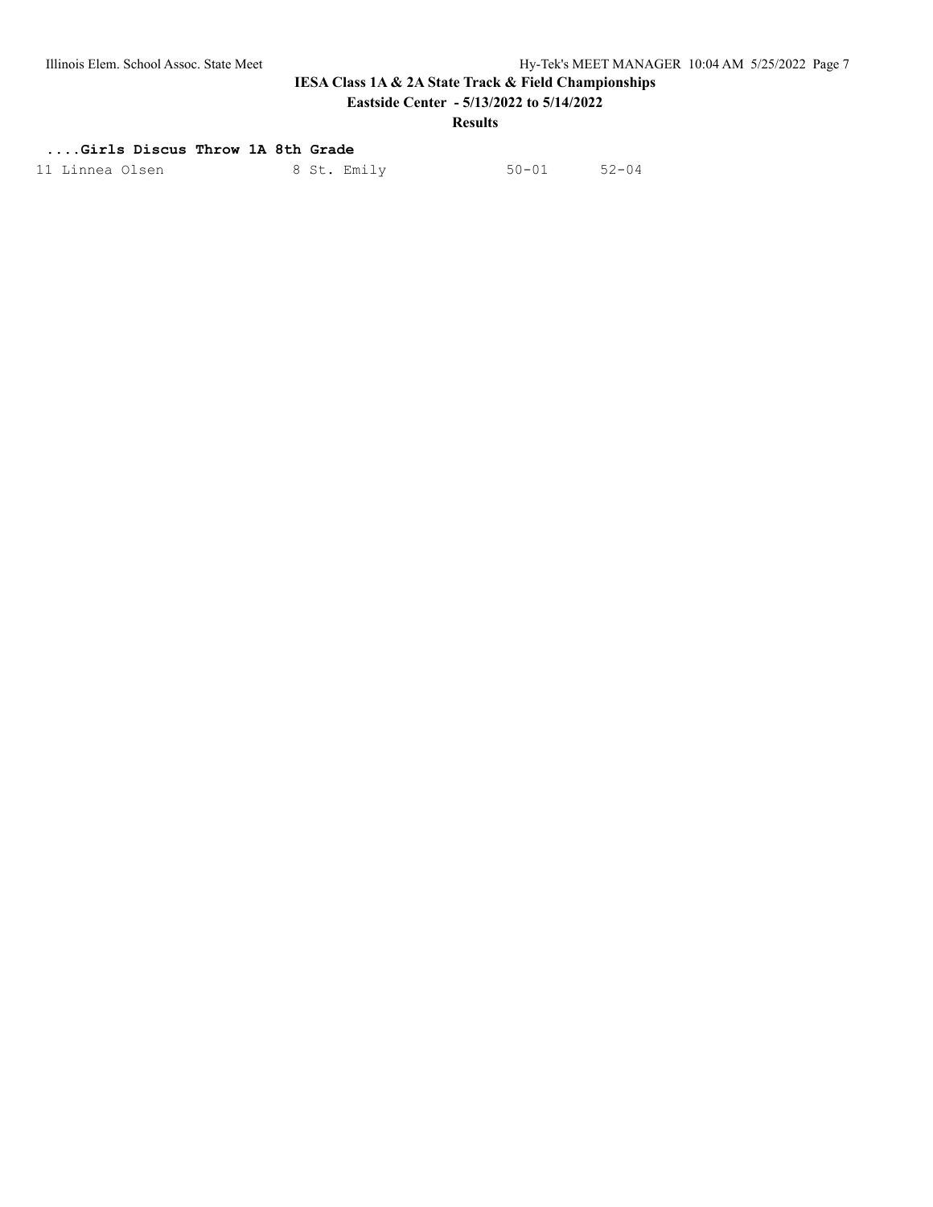## IESA Class 1A & 2A State Track & Field Championships

**Eastside Center - 5/13/2022 to 5/14/2022**

**Results**

**....Girls Discus Throw 1A 8th Grade**

| | | | | | |
|---|---|---|---|---|---|
| 11 | Linnea Olsen | 8 | St. Emily | 50-01 | 52-04 |